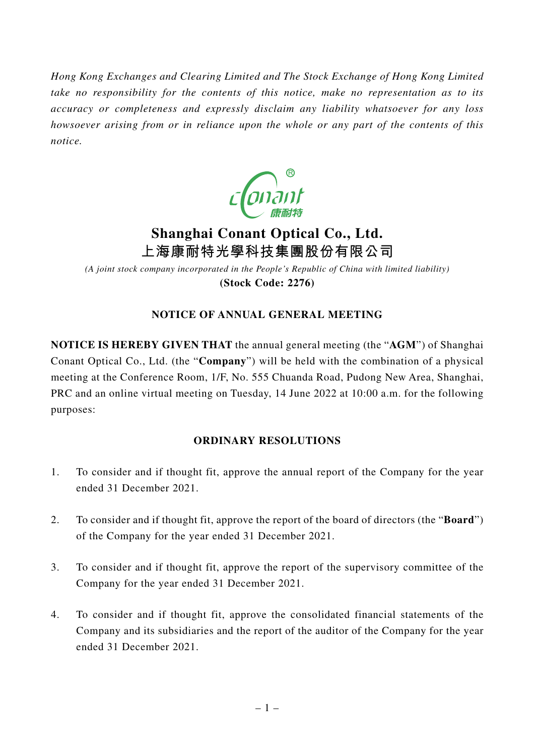*Hong Kong Exchanges and Clearing Limited and The Stock Exchange of Hong Kong Limited take no responsibility for the contents of this notice, make no representation as to its accuracy or completeness and expressly disclaim any liability whatsoever for any loss howsoever arising from or in reliance upon the whole or any part of the contents of this notice.*

# Shanghai Conant Optical Co., Ltd.
# 上海康耐特光學科技集團股份有限公司

*(A joint stock company incorporated in the People's Republic of China with limited liability)*

**(Stock Code: 2276)**

## NOTICE OF ANNUAL GENERAL MEETING

**NOTICE IS HEREBY GIVEN THAT** the annual general meeting (the "**AGM**") of Shanghai Conant Optical Co., Ltd. (the "**Company**") will be held with the combination of a physical meeting at the Conference Room, 1/F, No. 555 Chuanda Road, Pudong New Area, Shanghai, PRC and an online virtual meeting on Tuesday, 14 June 2022 at 10:00 a.m. for the following purposes:

### ORDINARY RESOLUTIONS

1. To consider and if thought fit, approve the annual report of the Company for the year ended 31 December 2021.

2. To consider and if thought fit, approve the report of the board of directors (the "**Board**") of the Company for the year ended 31 December 2021.

3. To consider and if thought fit, approve the report of the supervisory committee of the Company for the year ended 31 December 2021.

4. To consider and if thought fit, approve the consolidated financial statements of the Company and its subsidiaries and the report of the auditor of the Company for the year ended 31 December 2021.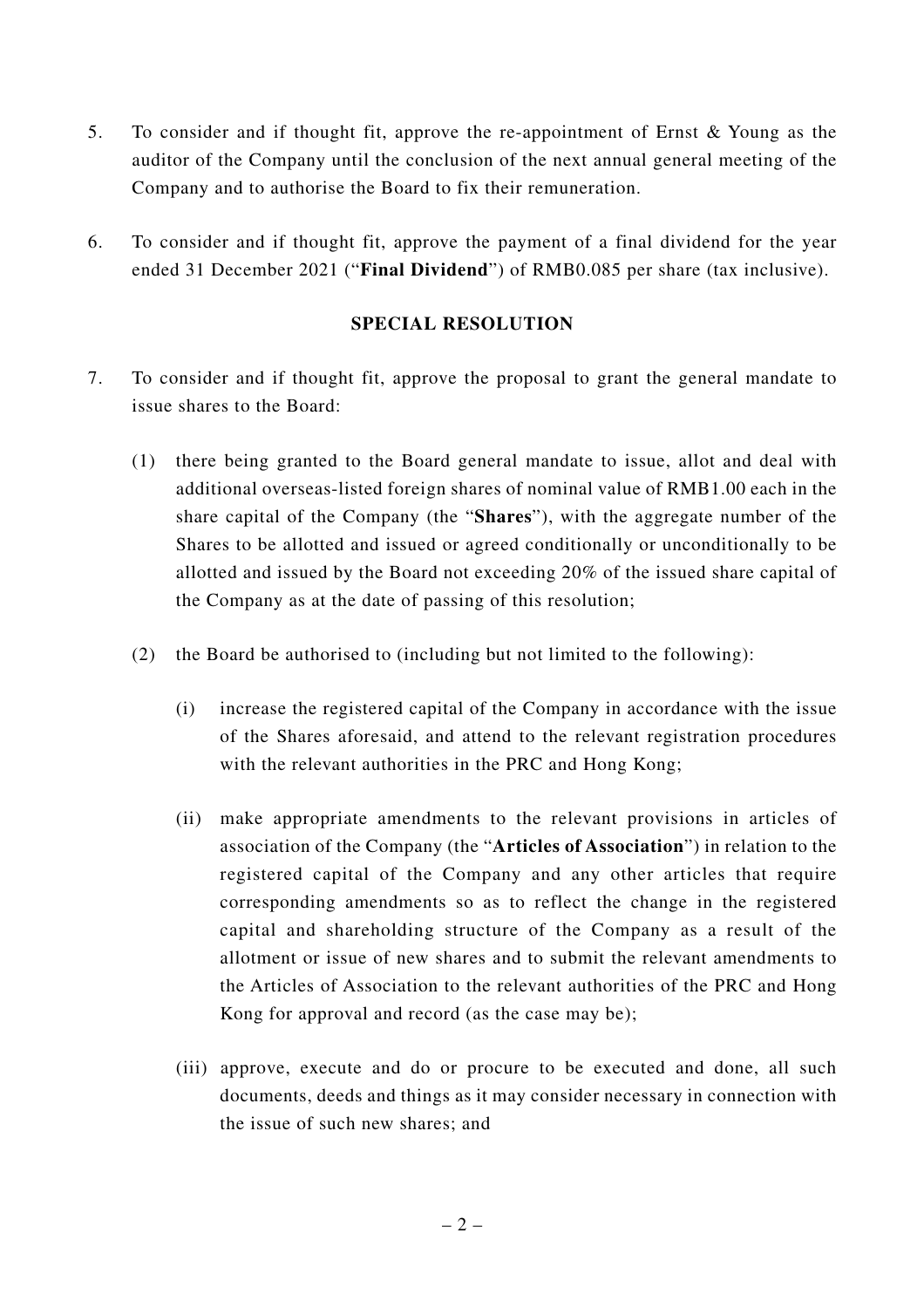5. To consider and if thought fit, approve the re-appointment of Ernst & Young as the auditor of the Company until the conclusion of the next annual general meeting of the Company and to authorise the Board to fix their remuneration.

6. To consider and if thought fit, approve the payment of a final dividend for the year ended 31 December 2021 ("**Final Dividend**") of RMB0.085 per share (tax inclusive).

**SPECIAL RESOLUTION**

7. To consider and if thought fit, approve the proposal to grant the general mandate to issue shares to the Board:

   (1) there being granted to the Board general mandate to issue, allot and deal with additional overseas-listed foreign shares of nominal value of RMB1.00 each in the share capital of the Company (the "**Shares**"), with the aggregate number of the Shares to be allotted and issued or agreed conditionally or unconditionally to be allotted and issued by the Board not exceeding 20% of the issued share capital of the Company as at the date of passing of this resolution;

   (2) the Board be authorised to (including but not limited to the following):

      (i) increase the registered capital of the Company in accordance with the issue of the Shares aforesaid, and attend to the relevant registration procedures with the relevant authorities in the PRC and Hong Kong;

      (ii) make appropriate amendments to the relevant provisions in articles of association of the Company (the "**Articles of Association**") in relation to the registered capital of the Company and any other articles that require corresponding amendments so as to reflect the change in the registered capital and shareholding structure of the Company as a result of the allotment or issue of new shares and to submit the relevant amendments to the Articles of Association to the relevant authorities of the PRC and Hong Kong for approval and record (as the case may be);

      (iii) approve, execute and do or procure to be executed and done, all such documents, deeds and things as it may consider necessary in connection with the issue of such new shares; and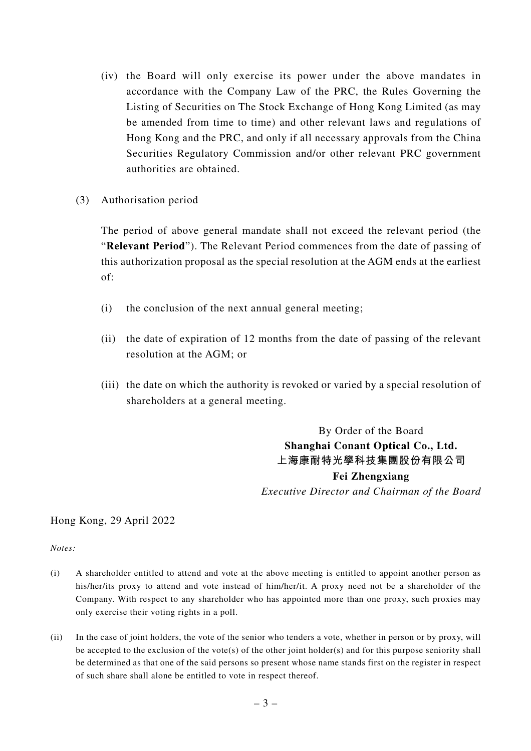(iv) the Board will only exercise its power under the above mandates in accordance with the Company Law of the PRC, the Rules Governing the Listing of Securities on The Stock Exchange of Hong Kong Limited (as may be amended from time to time) and other relevant laws and regulations of Hong Kong and the PRC, and only if all necessary approvals from the China Securities Regulatory Commission and/or other relevant PRC government authorities are obtained.

(3) Authorisation period

The period of above general mandate shall not exceed the relevant period (the "**Relevant Period**"). The Relevant Period commences from the date of passing of this authorization proposal as the special resolution at the AGM ends at the earliest of:

(i) the conclusion of the next annual general meeting;

(ii) the date of expiration of 12 months from the date of passing of the relevant resolution at the AGM; or

(iii) the date on which the authority is revoked or varied by a special resolution of shareholders at a general meeting.

By Order of the Board
**Shanghai Conant Optical Co., Ltd.**
**上海康耐特光學科技集團股份有限公司**
**Fei Zhengxiang**
*Executive Director and Chairman of the Board*

Hong Kong, 29 April 2022

*Notes:*

(i) A shareholder entitled to attend and vote at the above meeting is entitled to appoint another person as his/her/its proxy to attend and vote instead of him/her/it. A proxy need not be a shareholder of the Company. With respect to any shareholder who has appointed more than one proxy, such proxies may only exercise their voting rights in a poll.

(ii) In the case of joint holders, the vote of the senior who tenders a vote, whether in person or by proxy, will be accepted to the exclusion of the vote(s) of the other joint holder(s) and for this purpose seniority shall be determined as that one of the said persons so present whose name stands first on the register in respect of such share shall alone be entitled to vote in respect thereof.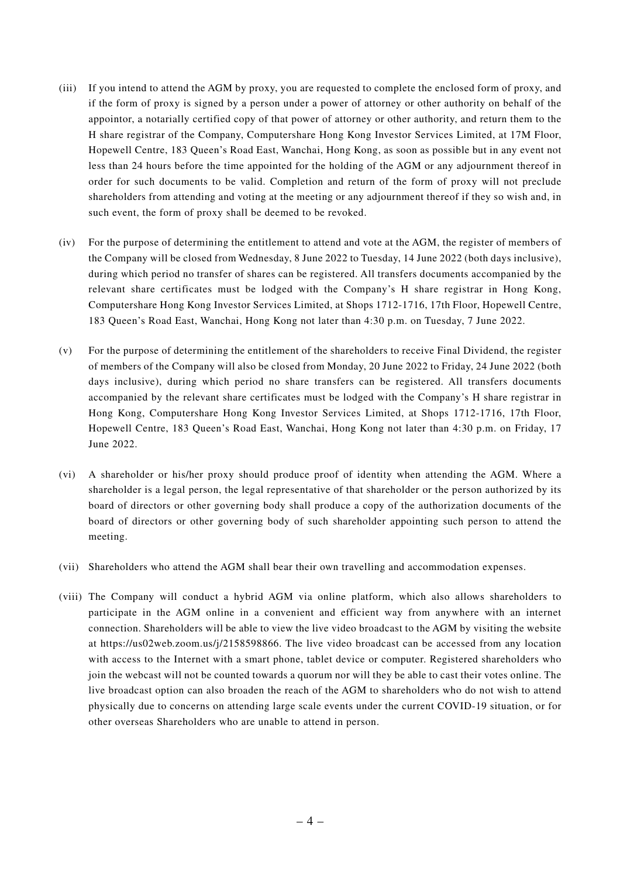(iii) If you intend to attend the AGM by proxy, you are requested to complete the enclosed form of proxy, and if the form of proxy is signed by a person under a power of attorney or other authority on behalf of the appointor, a notarially certified copy of that power of attorney or other authority, and return them to the H share registrar of the Company, Computershare Hong Kong Investor Services Limited, at 17M Floor, Hopewell Centre, 183 Queen's Road East, Wanchai, Hong Kong, as soon as possible but in any event not less than 24 hours before the time appointed for the holding of the AGM or any adjournment thereof in order for such documents to be valid. Completion and return of the form of proxy will not preclude shareholders from attending and voting at the meeting or any adjournment thereof if they so wish and, in such event, the form of proxy shall be deemed to be revoked.

(iv) For the purpose of determining the entitlement to attend and vote at the AGM, the register of members of the Company will be closed from Wednesday, 8 June 2022 to Tuesday, 14 June 2022 (both days inclusive), during which period no transfer of shares can be registered. All transfers documents accompanied by the relevant share certificates must be lodged with the Company's H share registrar in Hong Kong, Computershare Hong Kong Investor Services Limited, at Shops 1712-1716, 17th Floor, Hopewell Centre, 183 Queen's Road East, Wanchai, Hong Kong not later than 4:30 p.m. on Tuesday, 7 June 2022.

(v) For the purpose of determining the entitlement of the shareholders to receive Final Dividend, the register of members of the Company will also be closed from Monday, 20 June 2022 to Friday, 24 June 2022 (both days inclusive), during which period no share transfers can be registered. All transfers documents accompanied by the relevant share certificates must be lodged with the Company's H share registrar in Hong Kong, Computershare Hong Kong Investor Services Limited, at Shops 1712-1716, 17th Floor, Hopewell Centre, 183 Queen's Road East, Wanchai, Hong Kong not later than 4:30 p.m. on Friday, 17 June 2022.

(vi) A shareholder or his/her proxy should produce proof of identity when attending the AGM. Where a shareholder is a legal person, the legal representative of that shareholder or the person authorized by its board of directors or other governing body shall produce a copy of the authorization documents of the board of directors or other governing body of such shareholder appointing such person to attend the meeting.

(vii) Shareholders who attend the AGM shall bear their own travelling and accommodation expenses.

(viii) The Company will conduct a hybrid AGM via online platform, which also allows shareholders to participate in the AGM online in a convenient and efficient way from anywhere with an internet connection. Shareholders will be able to view the live video broadcast to the AGM by visiting the website at https://us02web.zoom.us/j/2158598866. The live video broadcast can be accessed from any location with access to the Internet with a smart phone, tablet device or computer. Registered shareholders who join the webcast will not be counted towards a quorum nor will they be able to cast their votes online. The live broadcast option can also broaden the reach of the AGM to shareholders who do not wish to attend physically due to concerns on attending large scale events under the current COVID-19 situation, or for other overseas Shareholders who are unable to attend in person.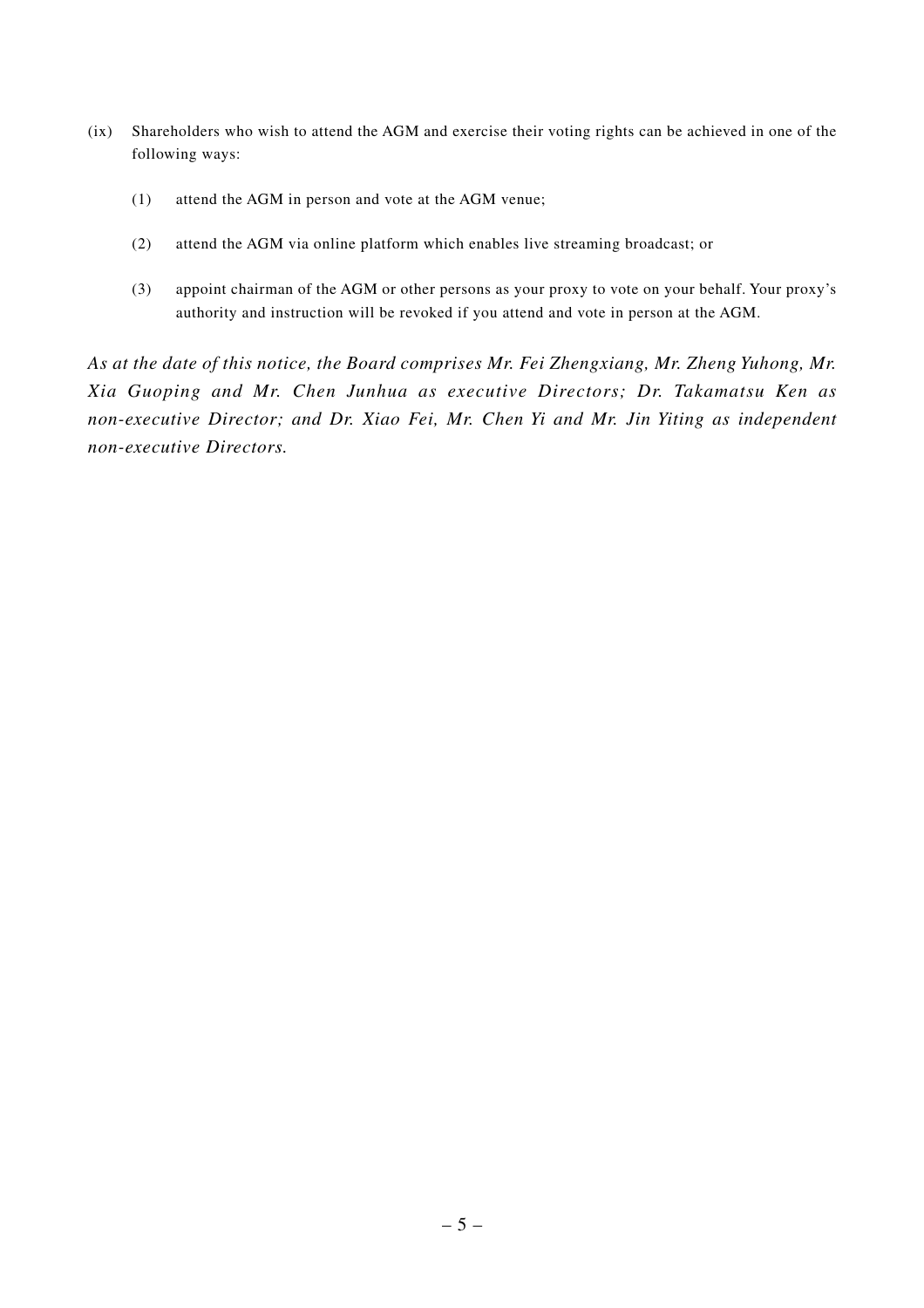(ix) Shareholders who wish to attend the AGM and exercise their voting rights can be achieved in one of the following ways:

   (1) attend the AGM in person and vote at the AGM venue;

   (2) attend the AGM via online platform which enables live streaming broadcast; or

   (3) appoint chairman of the AGM or other persons as your proxy to vote on your behalf. Your proxy's authority and instruction will be revoked if you attend and vote in person at the AGM.

*As at the date of this notice, the Board comprises Mr. Fei Zhengxiang, Mr. Zheng Yuhong, Mr. Xia Guoping and Mr. Chen Junhua as executive Directors; Dr. Takamatsu Ken as non-executive Director; and Dr. Xiao Fei, Mr. Chen Yi and Mr. Jin Yiting as independent non-executive Directors.*